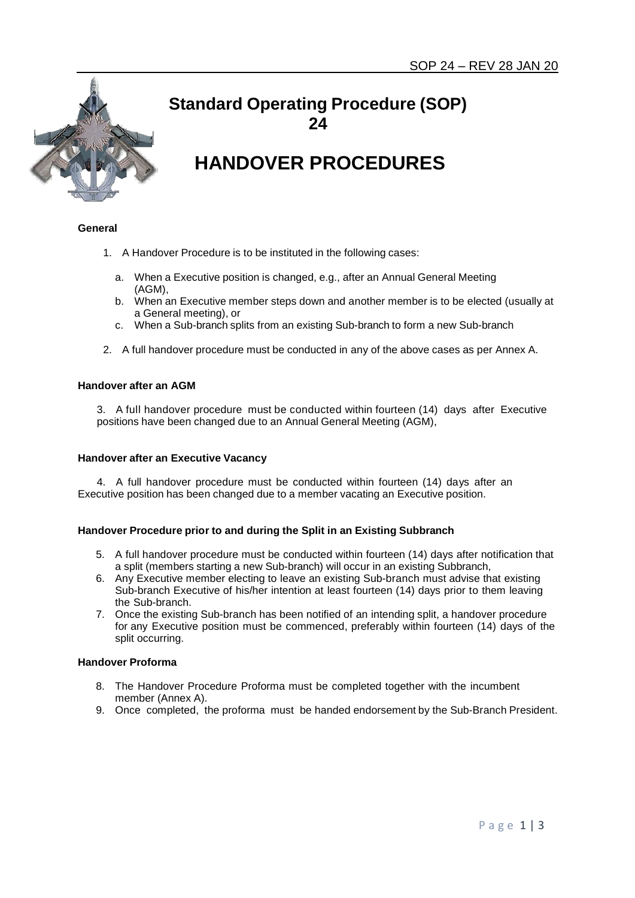# Standard Operating Procedure (SOP) 24

# HANDOVER PROCEDURES

**General**

1. A Handover Procedure is to be instituted in the following cases:

   a. When a Executive position is changed, e.g., after an Annual General Meeting (AGM),
   b. When an Executive member steps down and another member is to be elected (usually at a General meeting), or
   c. When a Sub-branch splits from an existing Sub-branch to form a new Sub-branch

2. A full handover procedure must be conducted in any of the above cases as per Annex A.

**Handover after an AGM**

3. A full handover procedure must be conducted within fourteen (14) days after Executive positions have been changed due to an Annual General Meeting (AGM),

**Handover after an Executive Vacancy**

4. A full handover procedure must be conducted within fourteen (14) days after an Executive position has been changed due to a member vacating an Executive position.

**Handover Procedure prior to and during the Split in an Existing Subbranch**

5. A full handover procedure must be conducted within fourteen (14) days after notification that a split (members starting a new Sub-branch) will occur in an existing Subbranch,
6. Any Executive member electing to leave an existing Sub-branch must advise that existing Sub-branch Executive of his/her intention at least fourteen (14) days prior to them leaving the Sub-branch.
7. Once the existing Sub-branch has been notified of an intending split, a handover procedure for any Executive position must be commenced, preferably within fourteen (14) days of the split occurring.

**Handover Proforma**

8. The Handover Procedure Proforma must be completed together with the incumbent member (Annex A).
9. Once completed, the proforma must be handed endorsement by the Sub-Branch President.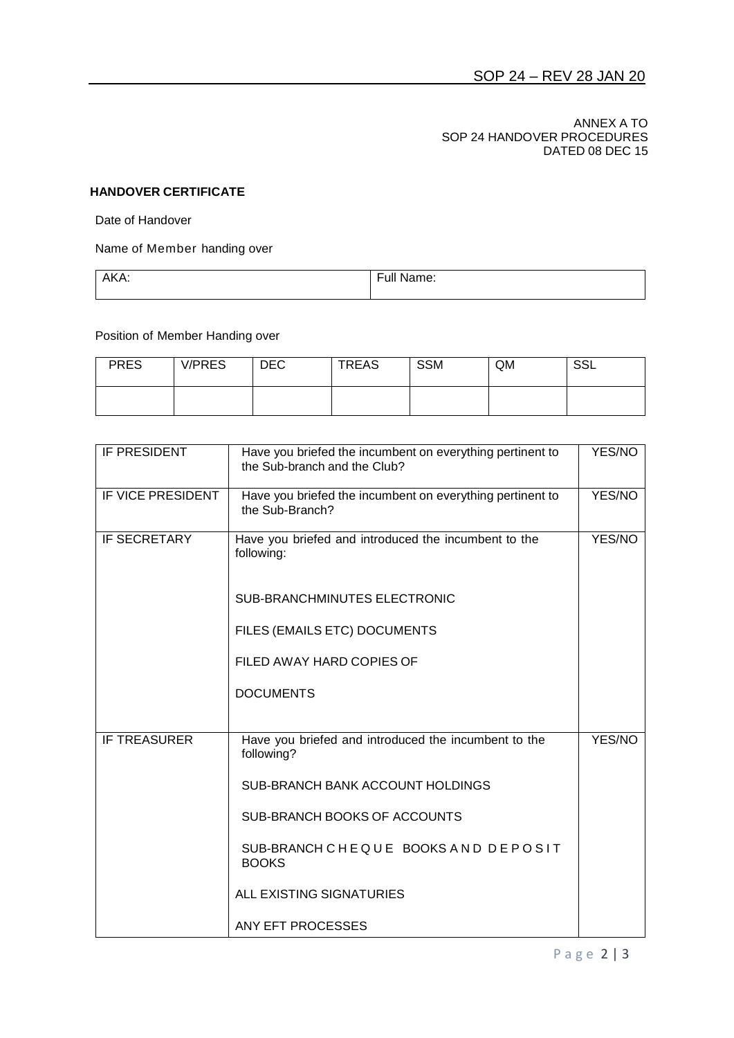ANNEX A TO
SOP 24 HANDOVER PROCEDURES
DATED 08 DEC 15

**HANDOVER CERTIFICATE**

Date of Handover

Name of Member handing over

| AKA: | Full Name: |
|---|---|

Position of Member Handing over

| PRES | V/PRES | DEC | TREAS | SSM | QM | SSL |
|---|---|---|---|---|---|---|
| | | | | | | |

| | | |
|---|---|---|
| IF PRESIDENT | Have you briefed the incumbent on everything pertinent to the Sub-branch and the Club? | YES/NO |
| IF VICE PRESIDENT | Have you briefed the incumbent on everything pertinent to the Sub-Branch? | YES/NO |
| IF SECRETARY | Have you briefed and introduced the incumbent to the following:<br><br>SUB-BRANCHMINUTES ELECTRONIC<br><br>FILES (EMAILS ETC) DOCUMENTS<br><br>FILED AWAY HARD COPIES OF<br><br>DOCUMENTS | YES/NO |
| IF TREASURER | Have you briefed and introduced the incumbent to the following?<br><br>SUB-BRANCH BANK ACCOUNT HOLDINGS<br><br>SUB-BRANCH BOOKS OF ACCOUNTS<br><br>SUB-BRANCH CHEQUE BOOKS AND DEPOSIT BOOKS<br><br>ALL EXISTING SIGNATURIES<br><br>ANY EFT PROCESSES | YES/NO |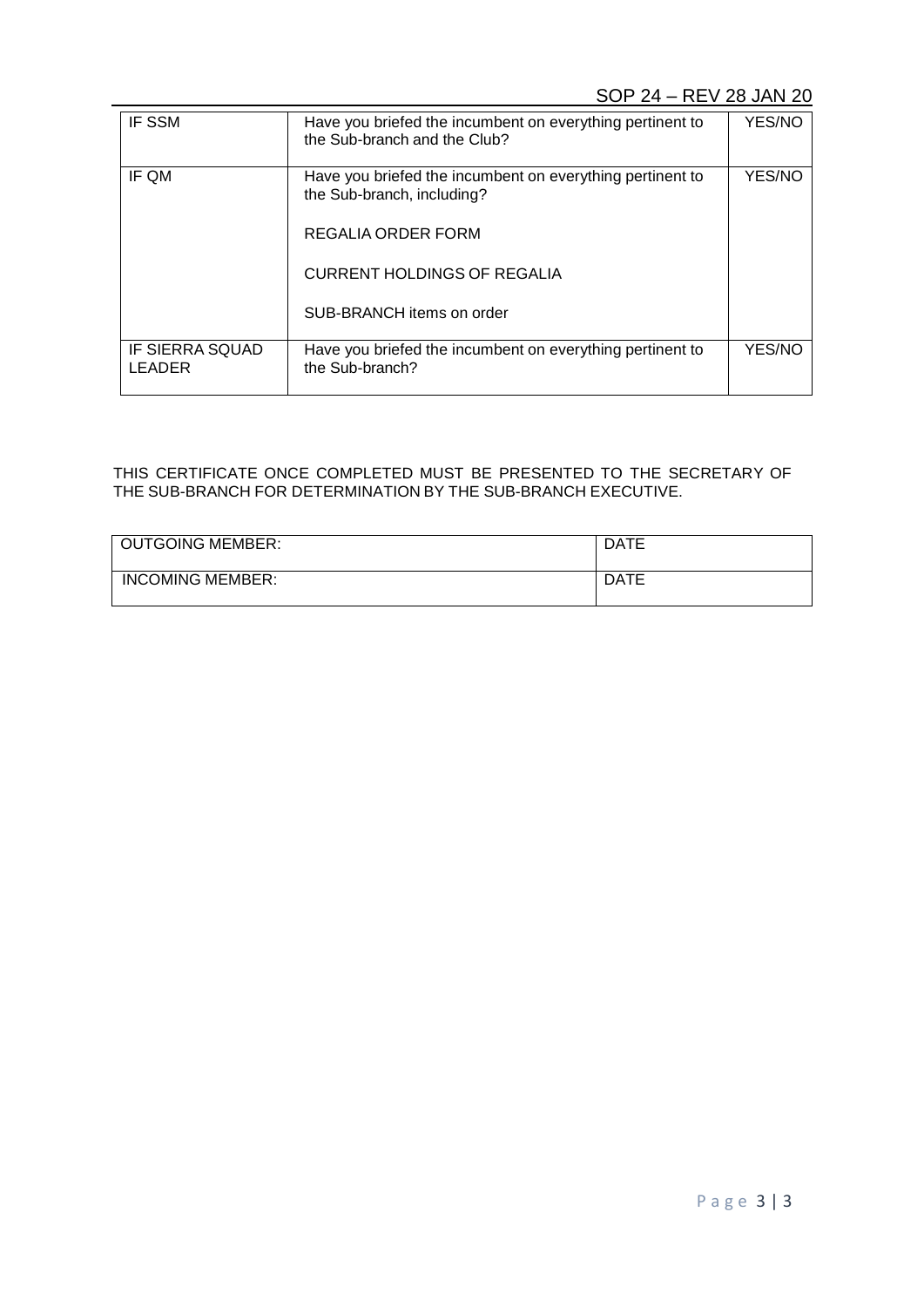| | | |
|---|---|---|
| IF SSM | Have you briefed the incumbent on everything pertinent to the Sub-branch and the Club? | YES/NO |
| IF QM | Have you briefed the incumbent on everything pertinent to the Sub-branch, including?<br><br>REGALIA ORDER FORM<br><br>CURRENT HOLDINGS OF REGALIA<br><br>SUB-BRANCH items on order | YES/NO |
| IF SIERRA SQUAD LEADER | Have you briefed the incumbent on everything pertinent to the Sub-branch? | YES/NO |

THIS CERTIFICATE ONCE COMPLETED MUST BE PRESENTED TO THE SECRETARY OF THE SUB-BRANCH FOR DETERMINATION BY THE SUB-BRANCH EXECUTIVE.

| | |
|---|---|
| OUTGOING MEMBER: | DATE |
| INCOMING MEMBER: | DATE |